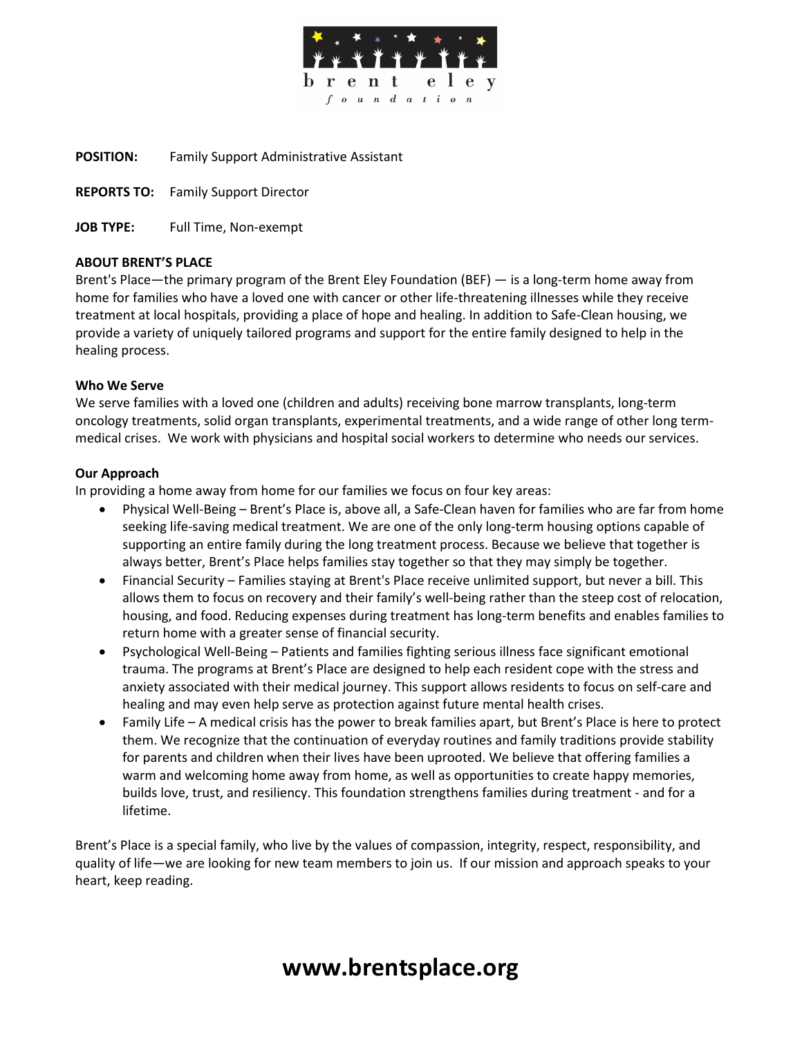brent eley foundation

**POSITION:** Family Support Administrative Assistant

**REPORTS TO:** Family Support Director

**JOB TYPE:** Full Time, Non-exempt

**ABOUT BRENT'S PLACE**

Brent's Place—the primary program of the Brent Eley Foundation (BEF) — is a long-term home away from home for families who have a loved one with cancer or other life-threatening illnesses while they receive treatment at local hospitals, providing a place of hope and healing. In addition to Safe-Clean housing, we provide a variety of uniquely tailored programs and support for the entire family designed to help in the healing process.

**Who We Serve**

We serve families with a loved one (children and adults) receiving bone marrow transplants, long-term oncology treatments, solid organ transplants, experimental treatments, and a wide range of other long term-medical crises. We work with physicians and hospital social workers to determine who needs our services.

**Our Approach**

In providing a home away from home for our families we focus on four key areas:

- Physical Well-Being – Brent's Place is, above all, a Safe-Clean haven for families who are far from home seeking life-saving medical treatment. We are one of the only long-term housing options capable of supporting an entire family during the long treatment process. Because we believe that together is always better, Brent's Place helps families stay together so that they may simply be together.
- Financial Security – Families staying at Brent's Place receive unlimited support, but never a bill. This allows them to focus on recovery and their family's well-being rather than the steep cost of relocation, housing, and food. Reducing expenses during treatment has long-term benefits and enables families to return home with a greater sense of financial security.
- Psychological Well-Being – Patients and families fighting serious illness face significant emotional trauma. The programs at Brent's Place are designed to help each resident cope with the stress and anxiety associated with their medical journey. This support allows residents to focus on self-care and healing and may even help serve as protection against future mental health crises.
- Family Life – A medical crisis has the power to break families apart, but Brent's Place is here to protect them. We recognize that the continuation of everyday routines and family traditions provide stability for parents and children when their lives have been uprooted. We believe that offering families a warm and welcoming home away from home, as well as opportunities to create happy memories, builds love, trust, and resiliency. This foundation strengthens families during treatment - and for a lifetime.

Brent's Place is a special family, who live by the values of compassion, integrity, respect, responsibility, and quality of life—we are looking for new team members to join us. If our mission and approach speaks to your heart, keep reading.

**www.brentsplace.org**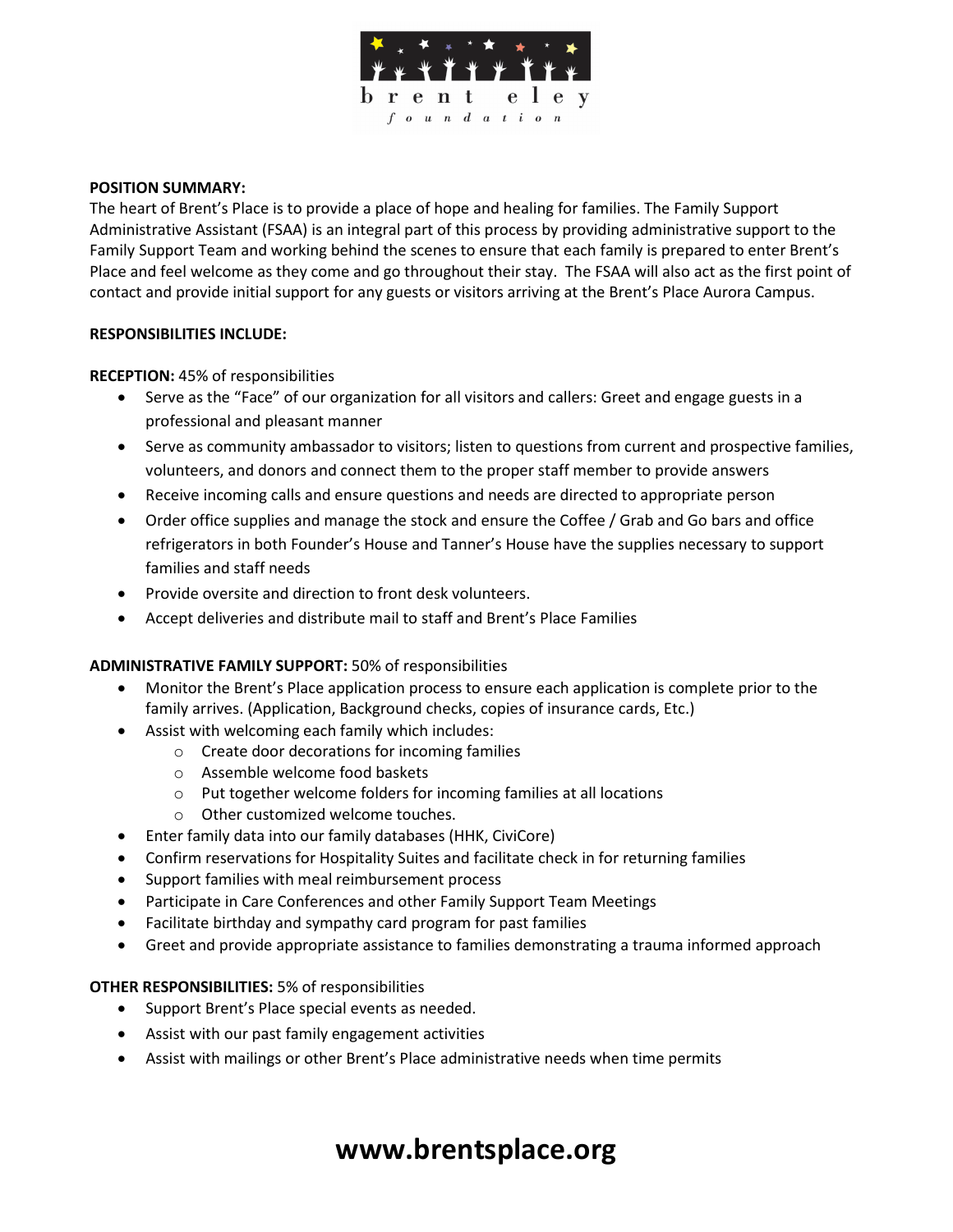**POSITION SUMMARY:**
The heart of Brent's Place is to provide a place of hope and healing for families. The Family Support Administrative Assistant (FSAA) is an integral part of this process by providing administrative support to the Family Support Team and working behind the scenes to ensure that each family is prepared to enter Brent's Place and feel welcome as they come and go throughout their stay. The FSAA will also act as the first point of contact and provide initial support for any guests or visitors arriving at the Brent's Place Aurora Campus.

**RESPONSIBILITIES INCLUDE:**

**RECEPTION:** 45% of responsibilities

- Serve as the "Face" of our organization for all visitors and callers: Greet and engage guests in a professional and pleasant manner
- Serve as community ambassador to visitors; listen to questions from current and prospective families, volunteers, and donors and connect them to the proper staff member to provide answers
- Receive incoming calls and ensure questions and needs are directed to appropriate person
- Order office supplies and manage the stock and ensure the Coffee / Grab and Go bars and office refrigerators in both Founder's House and Tanner's House have the supplies necessary to support families and staff needs
- Provide oversite and direction to front desk volunteers.
- Accept deliveries and distribute mail to staff and Brent's Place Families

**ADMINISTRATIVE FAMILY SUPPORT:** 50% of responsibilities

- Monitor the Brent's Place application process to ensure each application is complete prior to the family arrives. (Application, Background checks, copies of insurance cards, Etc.)
- Assist with welcoming each family which includes:
  - Create door decorations for incoming families
  - Assemble welcome food baskets
  - Put together welcome folders for incoming families at all locations
  - Other customized welcome touches.
- Enter family data into our family databases (HHK, CiviCore)
- Confirm reservations for Hospitality Suites and facilitate check in for returning families
- Support families with meal reimbursement process
- Participate in Care Conferences and other Family Support Team Meetings
- Facilitate birthday and sympathy card program for past families
- Greet and provide appropriate assistance to families demonstrating a trauma informed approach

**OTHER RESPONSIBILITIES:** 5% of responsibilities

- Support Brent's Place special events as needed.
- Assist with our past family engagement activities
- Assist with mailings or other Brent's Place administrative needs when time permits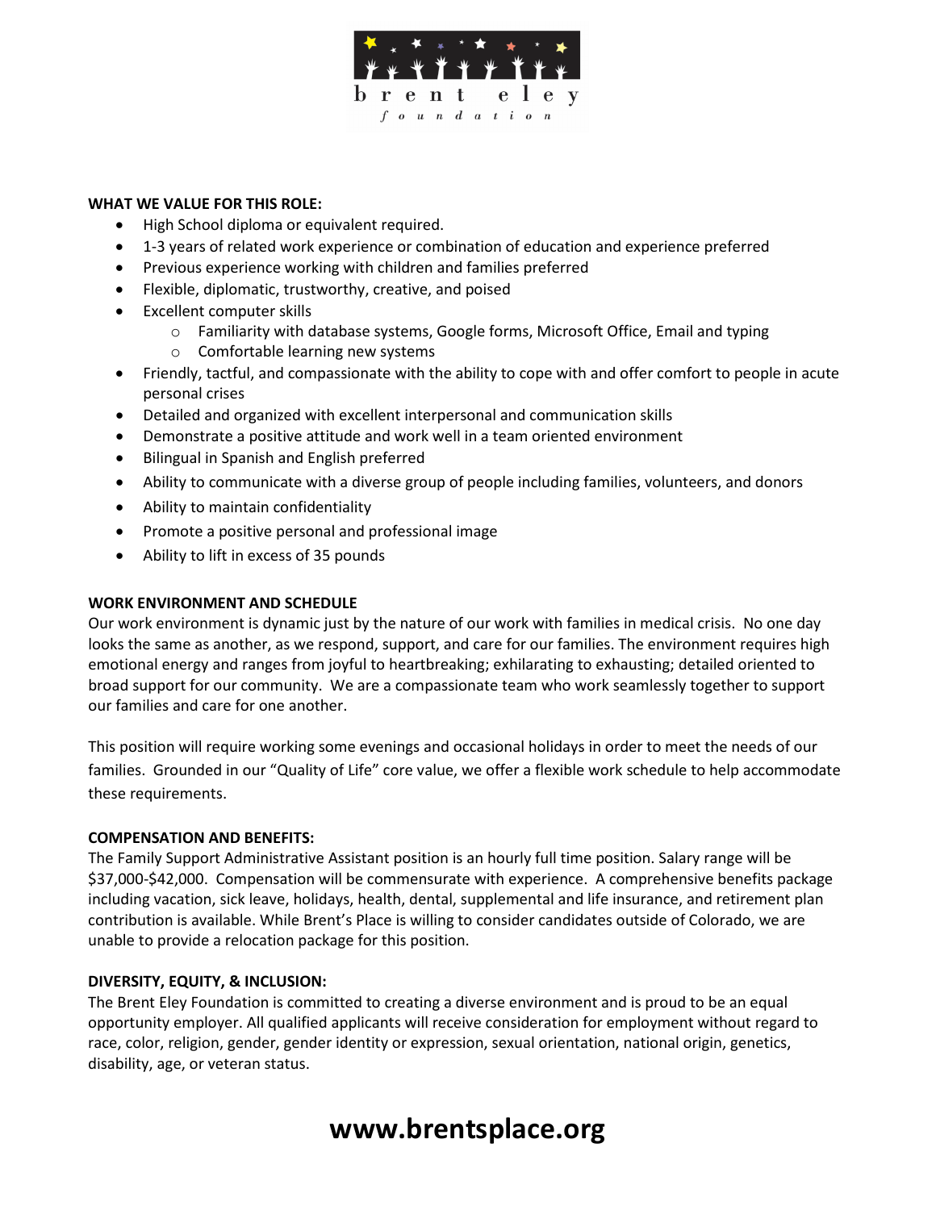**WHAT WE VALUE FOR THIS ROLE:**

- High School diploma or equivalent required.
- 1-3 years of related work experience or combination of education and experience preferred
- Previous experience working with children and families preferred
- Flexible, diplomatic, trustworthy, creative, and poised
- Excellent computer skills
  - Familiarity with database systems, Google forms, Microsoft Office, Email and typing
  - Comfortable learning new systems
- Friendly, tactful, and compassionate with the ability to cope with and offer comfort to people in acute personal crises
- Detailed and organized with excellent interpersonal and communication skills
- Demonstrate a positive attitude and work well in a team oriented environment
- Bilingual in Spanish and English preferred
- Ability to communicate with a diverse group of people including families, volunteers, and donors
- Ability to maintain confidentiality
- Promote a positive personal and professional image
- Ability to lift in excess of 35 pounds

**WORK ENVIRONMENT AND SCHEDULE**

Our work environment is dynamic just by the nature of our work with families in medical crisis. No one day looks the same as another, as we respond, support, and care for our families. The environment requires high emotional energy and ranges from joyful to heartbreaking; exhilarating to exhausting; detailed oriented to broad support for our community. We are a compassionate team who work seamlessly together to support our families and care for one another.

This position will require working some evenings and occasional holidays in order to meet the needs of our families. Grounded in our "Quality of Life" core value, we offer a flexible work schedule to help accommodate these requirements.

**COMPENSATION AND BENEFITS:**

The Family Support Administrative Assistant position is an hourly full time position. Salary range will be $37,000-$42,000. Compensation will be commensurate with experience. A comprehensive benefits package including vacation, sick leave, holidays, health, dental, supplemental and life insurance, and retirement plan contribution is available. While Brent's Place is willing to consider candidates outside of Colorado, we are unable to provide a relocation package for this position.

**DIVERSITY, EQUITY, & INCLUSION:**

The Brent Eley Foundation is committed to creating a diverse environment and is proud to be an equal opportunity employer. All qualified applicants will receive consideration for employment without regard to race, color, religion, gender, gender identity or expression, sexual orientation, national origin, genetics, disability, age, or veteran status.

**www.brentsplace.org**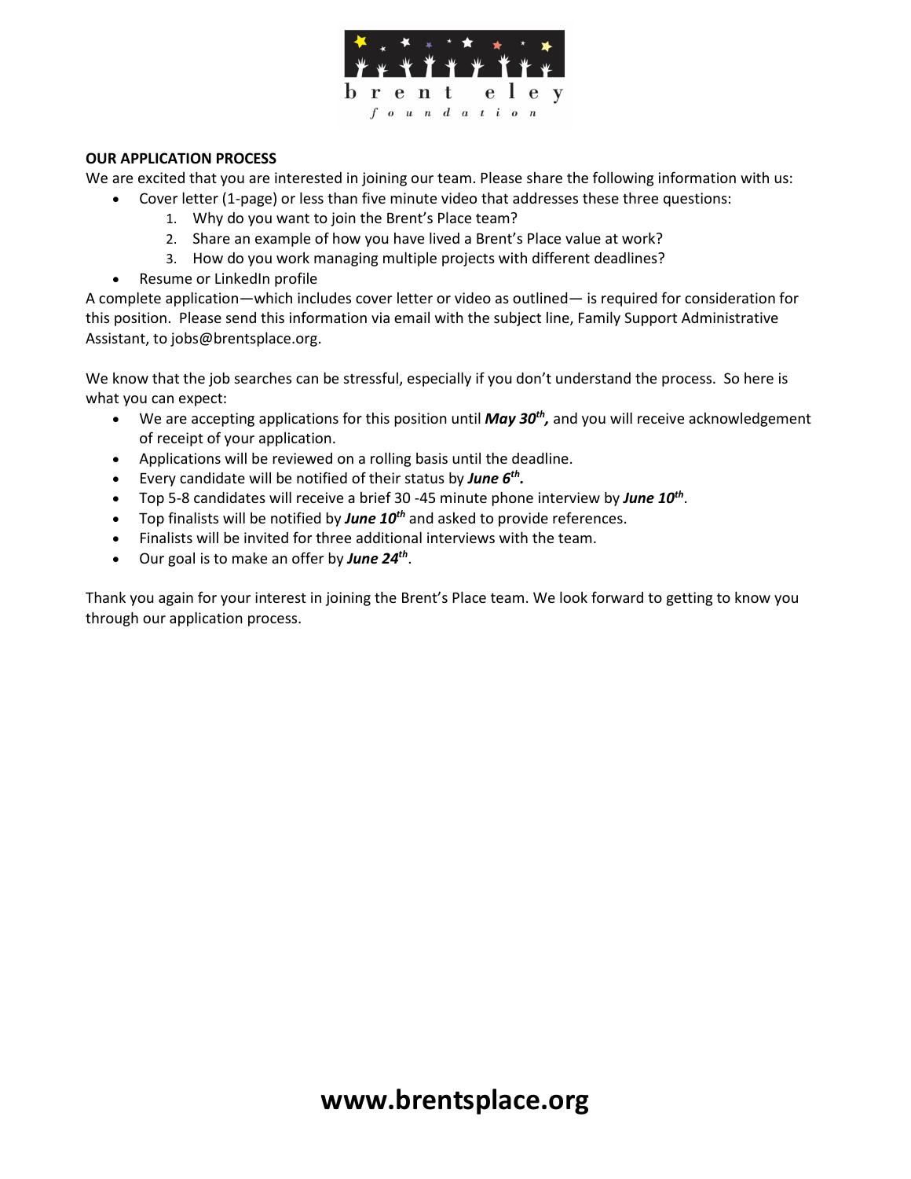**OUR APPLICATION PROCESS**

We are excited that you are interested in joining our team. Please share the following information with us:

- Cover letter (1-page) or less than five minute video that addresses these three questions:
  1. Why do you want to join the Brent's Place team?
  2. Share an example of how you have lived a Brent's Place value at work?
  3. How do you work managing multiple projects with different deadlines?
- Resume or LinkedIn profile

A complete application—which includes cover letter or video as outlined— is required for consideration for this position. Please send this information via email with the subject line, Family Support Administrative Assistant, to jobs@brentsplace.org.

We know that the job searches can be stressful, especially if you don't understand the process. So here is what you can expect:

- We are accepting applications for this position until ***May 30th,*** and you will receive acknowledgement of receipt of your application.
- Applications will be reviewed on a rolling basis until the deadline.
- Every candidate will be notified of their status by ***June 6th.***
- Top 5-8 candidates will receive a brief 30 -45 minute phone interview by ***June 10th***.
- Top finalists will be notified by ***June 10th*** and asked to provide references.
- Finalists will be invited for three additional interviews with the team.
- Our goal is to make an offer by ***June 24th***.

Thank you again for your interest in joining the Brent's Place team. We look forward to getting to know you through our application process.

**www.brentsplace.org**